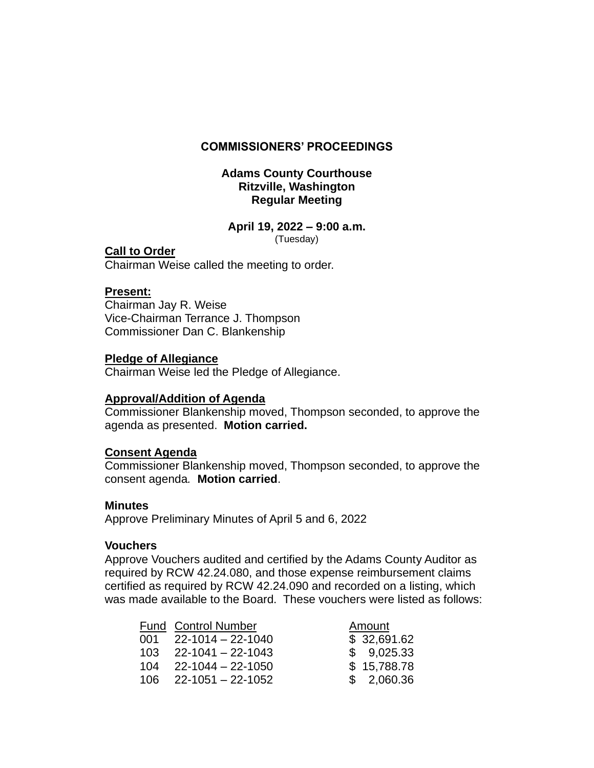# COMMISSIONERS' PROCEEDINGS

**Adams County Courthouse**
**Ritzville, Washington**
**Regular Meeting**

**April 19, 2022 – 9:00 a.m.**
(Tuesday)

**Call to Order**
Chairman Weise called the meeting to order.

**Present:**
Chairman Jay R. Weise
Vice-Chairman Terrance J. Thompson
Commissioner Dan C. Blankenship

**Pledge of Allegiance**
Chairman Weise led the Pledge of Allegiance.

**Approval/Addition of Agenda**
Commissioner Blankenship moved, Thompson seconded, to approve the agenda as presented. **Motion carried.**

**Consent Agenda**
Commissioner Blankenship moved, Thompson seconded, to approve the consent agenda. **Motion carried**.

**Minutes**
Approve Preliminary Minutes of April 5 and 6, 2022

**Vouchers**
Approve Vouchers audited and certified by the Adams County Auditor as required by RCW 42.24.080, and those expense reimbursement claims certified as required by RCW 42.24.090 and recorded on a listing, which was made available to the Board. These vouchers were listed as follows:

| Fund | Control Number | Amount |
|---|---|---|
| 001 | 22-1014 – 22-1040 | $ 32,691.62 |
| 103 | 22-1041 – 22-1043 | $ 9,025.33 |
| 104 | 22-1044 – 22-1050 | $ 15,788.78 |
| 106 | 22-1051 – 22-1052 | $ 2,060.36 |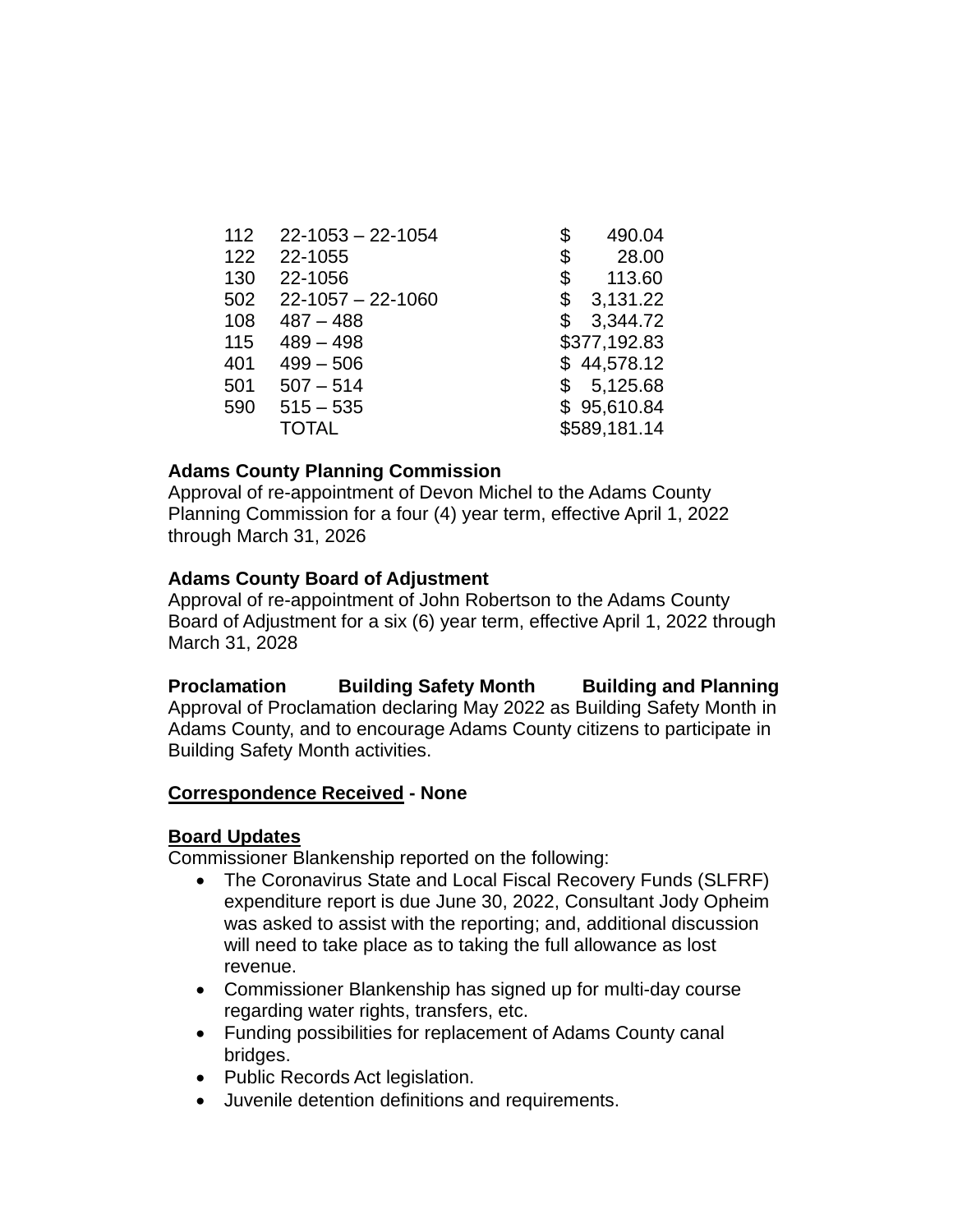| | | |
|---|---|---|
| 112 | 22-1053 – 22-1054 | $ 490.04 |
| 122 | 22-1055 | $ 28.00 |
| 130 | 22-1056 | $ 113.60 |
| 502 | 22-1057 – 22-1060 | $ 3,131.22 |
| 108 | 487 – 488 | $ 3,344.72 |
| 115 | 489 – 498 | $377,192.83 |
| 401 | 499 – 506 | $ 44,578.12 |
| 501 | 507 – 514 | $ 5,125.68 |
| 590 | 515 – 535 | $ 95,610.84 |
| | TOTAL | $589,181.14 |

**Adams County Planning Commission**
Approval of re-appointment of Devon Michel to the Adams County Planning Commission for a four (4) year term, effective April 1, 2022 through March 31, 2026

**Adams County Board of Adjustment**
Approval of re-appointment of John Robertson to the Adams County Board of Adjustment for a six (6) year term, effective April 1, 2022 through March 31, 2028

**Proclamation Building Safety Month Building and Planning**
Approval of Proclamation declaring May 2022 as Building Safety Month in Adams County, and to encourage Adams County citizens to participate in Building Safety Month activities.

**Correspondence Received - None**

**Board Updates**
Commissioner Blankenship reported on the following:

- The Coronavirus State and Local Fiscal Recovery Funds (SLFRF) expenditure report is due June 30, 2022, Consultant Jody Opheim was asked to assist with the reporting; and, additional discussion will need to take place as to taking the full allowance as lost revenue.
- Commissioner Blankenship has signed up for multi-day course regarding water rights, transfers, etc.
- Funding possibilities for replacement of Adams County canal bridges.
- Public Records Act legislation.
- Juvenile detention definitions and requirements.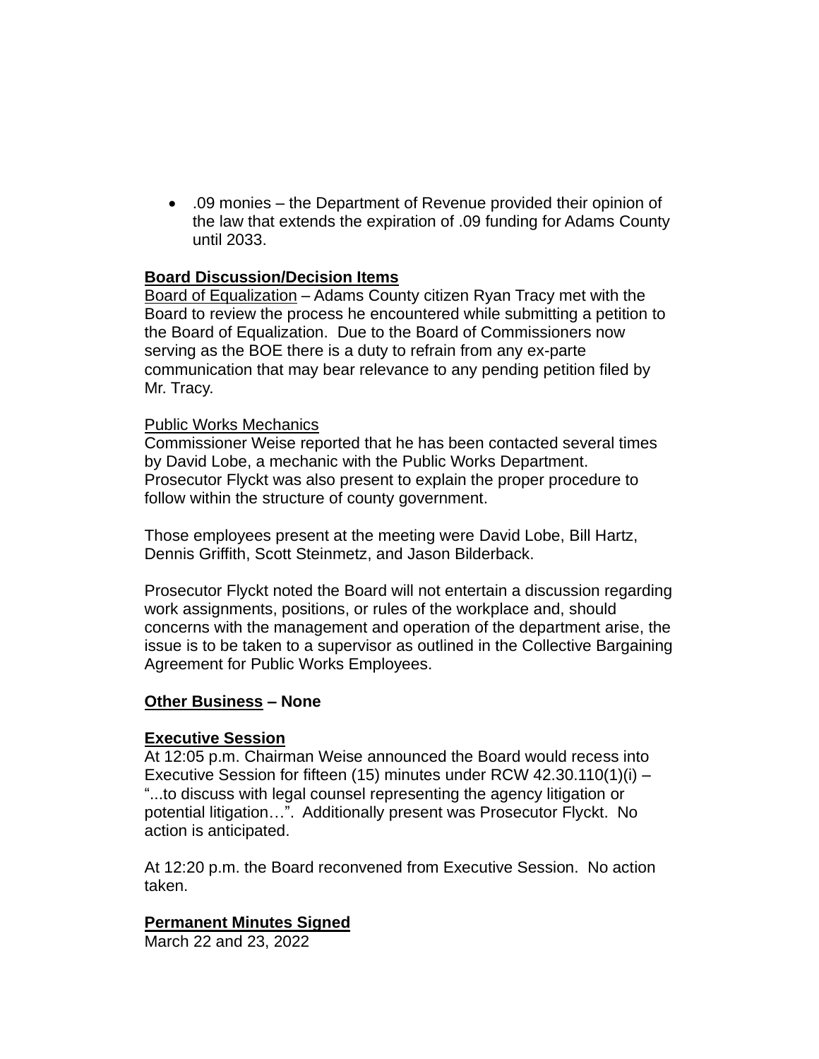- .09 monies – the Department of Revenue provided their opinion of the law that extends the expiration of .09 funding for Adams County until 2033.

**Board Discussion/Decision Items**

Board of Equalization – Adams County citizen Ryan Tracy met with the Board to review the process he encountered while submitting a petition to the Board of Equalization. Due to the Board of Commissioners now serving as the BOE there is a duty to refrain from any ex-parte communication that may bear relevance to any pending petition filed by Mr. Tracy.

Public Works Mechanics

Commissioner Weise reported that he has been contacted several times by David Lobe, a mechanic with the Public Works Department. Prosecutor Flyckt was also present to explain the proper procedure to follow within the structure of county government.

Those employees present at the meeting were David Lobe, Bill Hartz, Dennis Griffith, Scott Steinmetz, and Jason Bilderback.

Prosecutor Flyckt noted the Board will not entertain a discussion regarding work assignments, positions, or rules of the workplace and, should concerns with the management and operation of the department arise, the issue is to be taken to a supervisor as outlined in the Collective Bargaining Agreement for Public Works Employees.

**Other Business – None**

**Executive Session**

At 12:05 p.m. Chairman Weise announced the Board would recess into Executive Session for fifteen (15) minutes under RCW 42.30.110(1)(i) – "...to discuss with legal counsel representing the agency litigation or potential litigation…". Additionally present was Prosecutor Flyckt. No action is anticipated.

At 12:20 p.m. the Board reconvened from Executive Session. No action taken.

**Permanent Minutes Signed**

March 22 and 23, 2022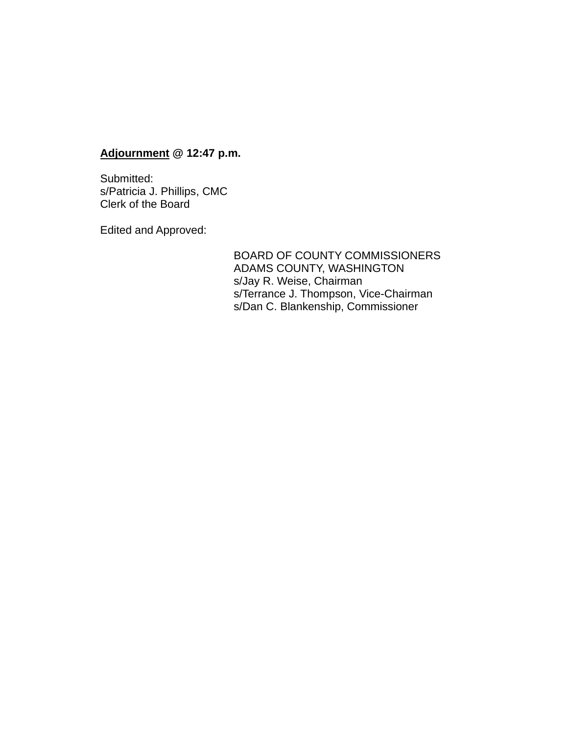**<u>Adjournment</u> @ 12:47 p.m.**

Submitted:
s/Patricia J. Phillips, CMC
Clerk of the Board

Edited and Approved:

BOARD OF COUNTY COMMISSIONERS
ADAMS COUNTY, WASHINGTON
s/Jay R. Weise, Chairman
s/Terrance J. Thompson, Vice-Chairman
s/Dan C. Blankenship, Commissioner